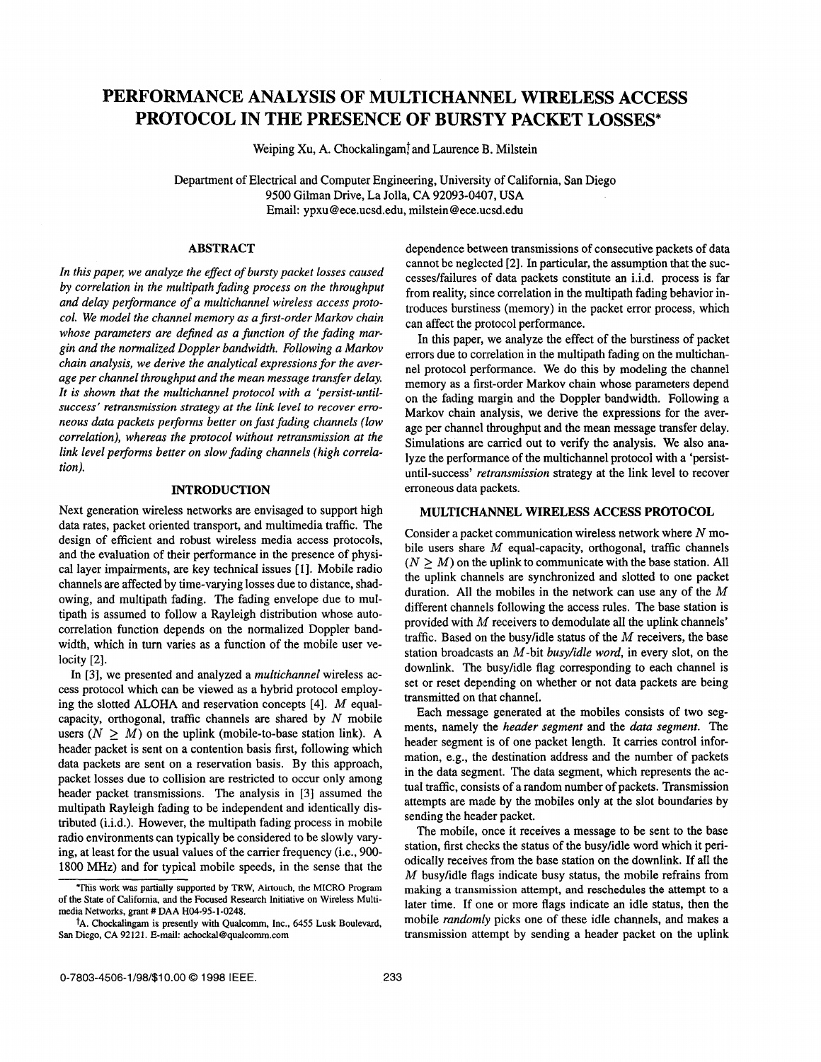# PERFORMANCE ANALYSIS OF MULTICHANNEL WIRELESS ACCESS PROTOCOL IN THE PRESENCE OF BURSTY PACKET LOSSES*

Weiping Xu, A. Chockalingam† and Laurence B. Milstein

Department of Electrical and Computer Engineering, University of California, San Diego
9500 Gilman Drive, La Jolla, CA 92093-0407, USA
Email: ypxu@ece.ucsd.edu, milstein@ece.ucsd.edu

## ABSTRACT

*In this paper, we analyze the effect of bursty packet losses caused by correlation in the multipath fading process on the throughput and delay performance of a multichannel wireless access protocol. We model the channel memory as a first-order Markov chain whose parameters are defined as a function of the fading margin and the normalized Doppler bandwidth. Following a Markov chain analysis, we derive the analytical expressions for the average per channel throughput and the mean message transfer delay. It is shown that the multichannel protocol with a 'persist-until-success' retransmission strategy at the link level to recover erroneous data packets performs better on fast fading channels (low correlation), whereas the protocol without retransmission at the link level performs better on slow fading channels (high correlation).*

## INTRODUCTION

Next generation wireless networks are envisaged to support high data rates, packet oriented transport, and multimedia traffic. The design of efficient and robust wireless media access protocols, and the evaluation of their performance in the presence of physical layer impairments, are key technical issues [1]. Mobile radio channels are affected by time-varying losses due to distance, shadowing, and multipath fading. The fading envelope due to multipath is assumed to follow a Rayleigh distribution whose autocorrelation function depends on the normalized Doppler bandwidth, which in turn varies as a function of the mobile user velocity [2].

In [3], we presented and analyzed a *multichannel* wireless access protocol which can be viewed as a hybrid protocol employing the slotted ALOHA and reservation concepts [4]. $M$ equal-capacity, orthogonal, traffic channels are shared by $N$ mobile users ($N \geq M$) on the uplink (mobile-to-base station link). A header packet is sent on a contention basis first, following which data packets are sent on a reservation basis. By this approach, packet losses due to collision are restricted to occur only among header packet transmissions. The analysis in [3] assumed the multipath Rayleigh fading to be independent and identically distributed (i.i.d.). However, the multipath fading process in mobile radio environments can typically be considered to be slowly varying, at least for the usual values of the carrier frequency (i.e., 900-1800 MHz) and for typical mobile speeds, in the sense that the dependence between transmissions of consecutive packets of data cannot be neglected [2]. In particular, the assumption that the successes/failures of data packets constitute an i.i.d. process is far from reality, since correlation in the multipath fading behavior introduces burstiness (memory) in the packet error process, which can affect the protocol performance.

In this paper, we analyze the effect of the burstiness of packet errors due to correlation in the multipath fading on the multichannel protocol performance. We do this by modeling the channel memory as a first-order Markov chain whose parameters depend on the fading margin and the Doppler bandwidth. Following a Markov chain analysis, we derive the expressions for the average per channel throughput and the mean message transfer delay. Simulations are carried out to verify the analysis. We also analyze the performance of the multichannel protocol with a 'persist-until-success' *retransmission* strategy at the link level to recover erroneous data packets.

## MULTICHANNEL WIRELESS ACCESS PROTOCOL

Consider a packet communication wireless network where $N$ mobile users share $M$ equal-capacity, orthogonal, traffic channels ($N \geq M$) on the uplink to communicate with the base station. All the uplink channels are synchronized and slotted to one packet duration. All the mobiles in the network can use any of the $M$ different channels following the access rules. The base station is provided with $M$ receivers to demodulate all the uplink channels' traffic. Based on the busy/idle status of the $M$ receivers, the base station broadcasts an $M$-bit *busy/idle word*, in every slot, on the downlink. The busy/idle flag corresponding to each channel is set or reset depending on whether or not data packets are being transmitted on that channel.

Each message generated at the mobiles consists of two segments, namely the *header segment* and the *data segment*. The header segment is of one packet length. It carries control information, e.g., the destination address and the number of packets in the data segment. The data segment, which represents the actual traffic, consists of a random number of packets. Transmission attempts are made by the mobiles only at the slot boundaries by sending the header packet.

The mobile, once it receives a message to be sent to the base station, first checks the status of the busy/idle word which it periodically receives from the base station on the downlink. If all the $M$ busy/idle flags indicate busy status, the mobile refrains from making a transmission attempt, and reschedules the attempt to a later time. If one or more flags indicate an idle status, then the mobile *randomly* picks one of these idle channels, and makes a transmission attempt by sending a header packet on the uplink

---

*This work was partially supported by TRW, Airtouch, the MICRO Program of the State of California, and the Focused Research Initiative on Wireless Multimedia Networks, grant # DAA H04-95-1-0248.

†A. Chockalingam is presently with Qualcomm, Inc., 6455 Lusk Boulevard, San Diego, CA 92121. E-mail: achockal@qualcomm.com

0-7803-4506-1/98/$10.00 © 1998 IEEE.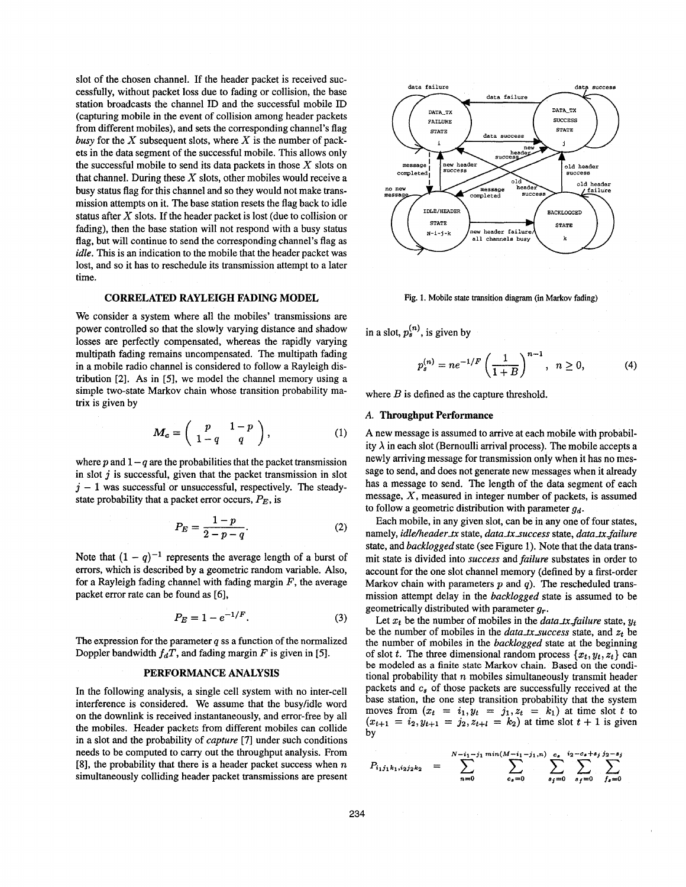slot of the chosen channel. If the header packet is received successfully, without packet loss due to fading or collision, the base station broadcasts the channel ID and the successful mobile ID (capturing mobile in the event of collision among header packets from different mobiles), and sets the corresponding channel's flag *busy* for the $X$ subsequent slots, where $X$ is the number of packets in the data segment of the successful mobile. This allows only the successful mobile to send its data packets in those $X$ slots on that channel. During these $X$ slots, other mobiles would receive a busy status flag for this channel and so they would not make transmission attempts on it. The base station resets the flag back to idle status after $X$ slots. If the header packet is lost (due to collision or fading), then the base station will not respond with a busy status flag, but will continue to send the corresponding channel's flag as *idle*. This is an indication to the mobile that the header packet was lost, and so it has to reschedule its transmission attempt to a later time.

## CORRELATED RAYLEIGH FADING MODEL

We consider a system where all the mobiles' transmissions are power controlled so that the slowly varying distance and shadow losses are perfectly compensated, whereas the rapidly varying multipath fading remains uncompensated. The multipath fading in a mobile radio channel is considered to follow a Rayleigh distribution [2]. As in [5], we model the channel memory using a simple two-state Markov chain whose transition probability matrix is given by

$$M_c = \begin{pmatrix} p & 1-p \\ 1-q & q \end{pmatrix}, \tag{1}$$

where $p$ and $1-q$ are the probabilities that the packet transmission in slot $j$ is successful, given that the packet transmission in slot $j-1$ was successful or unsuccessful, respectively. The steady-state probability that a packet error occurs, $P_E$, is

$$P_E = \frac{1-p}{2-p-q}. \tag{2}$$

Note that $(1-q)^{-1}$ represents the average length of a burst of errors, which is described by a geometric random variable. Also, for a Rayleigh fading channel with fading margin $F$, the average packet error rate can be found as [6],

$$P_E = 1 - e^{-1/F}. \tag{3}$$

The expression for the parameter $q$ ss a function of the normalized Doppler bandwidth $f_d T$, and fading margin $F$ is given in [5].

## PERFORMANCE ANALYSIS

In the following analysis, a single cell system with no inter-cell interference is considered. We assume that the busy/idle word on the downlink is received instantaneously, and error-free by all the mobiles. Header packets from different mobiles can collide in a slot and the probability of *capture* [7] under such conditions needs to be computed to carry out the throughput analysis. From [8], the probability that there is a header packet success when $n$ simultaneously colliding header packet transmissions are present in a slot, $p_s^{(n)}$, is given by

$$p_s^{(n)} = n e^{-1/F} \left( \frac{1}{1+B} \right)^{n-1}, \quad n \geq 0, \tag{4}$$

where $B$ is defined as the capture threshold.

Fig. 1. Mobile state transition diagram (in Markov fading)

### A. Throughput Performance

A new message is assumed to arrive at each mobile with probability $\lambda$ in each slot (Bernoulli arrival process). The mobile accepts a newly arriving message for transmission only when it has no message to send, and does not generate new messages when it already has a message to send. The length of the data segment of each message, $X$, measured in integer number of packets, is assumed to follow a geometric distribution with parameter $g_d$.

Each mobile, in any given slot, can be in any one of four states, namely, *idle/header_tx* state, *data_tx_success* state, *data_tx_failure* state, and *backlogged* state (see Figure 1). Note that the data transmit state is divided into *success* and *failure* substates in order to account for the one slot channel memory (defined by a first-order Markov chain with parameters $p$ and $q$). The rescheduled transmission attempt delay in the *backlogged* state is assumed to be geometrically distributed with parameter $g_r$.

Let $x_t$ be the number of mobiles in the *data_tx_failure* state, $y_t$ be the number of mobiles in the *data_tx_success* state, and $z_t$ be the number of mobiles in the *backlogged* state at the beginning of slot $t$. The three dimensional random process $\{x_t, y_t, z_t\}$ can be modeled as a finite state Markov chain. Based on the conditional probability that $n$ mobiles simultaneously transmit header packets and $c_s$ of those packets are successfully received at the base station, the one step transition probability that the system moves from $(x_t = i_1, y_t = j_1, z_t = k_1)$ at time slot $t$ to $(x_{t+1} = i_2, y_{t+1} = j_2, z_{t+l} = k_2)$ at time slot $t+1$ is given by

$$P_{i_1 j_1 k_1, i_2 j_2 k_2} = \sum_{n=0}^{N-i_1-j_1} \sum_{c_s=0}^{\min(M-i_1-j_1, n)} \sum_{s_j=0}^{c_s} \sum_{s_f=0}^{i_2-c_s+s_j} \sum_{f_s=0}^{j_2-s_j}$$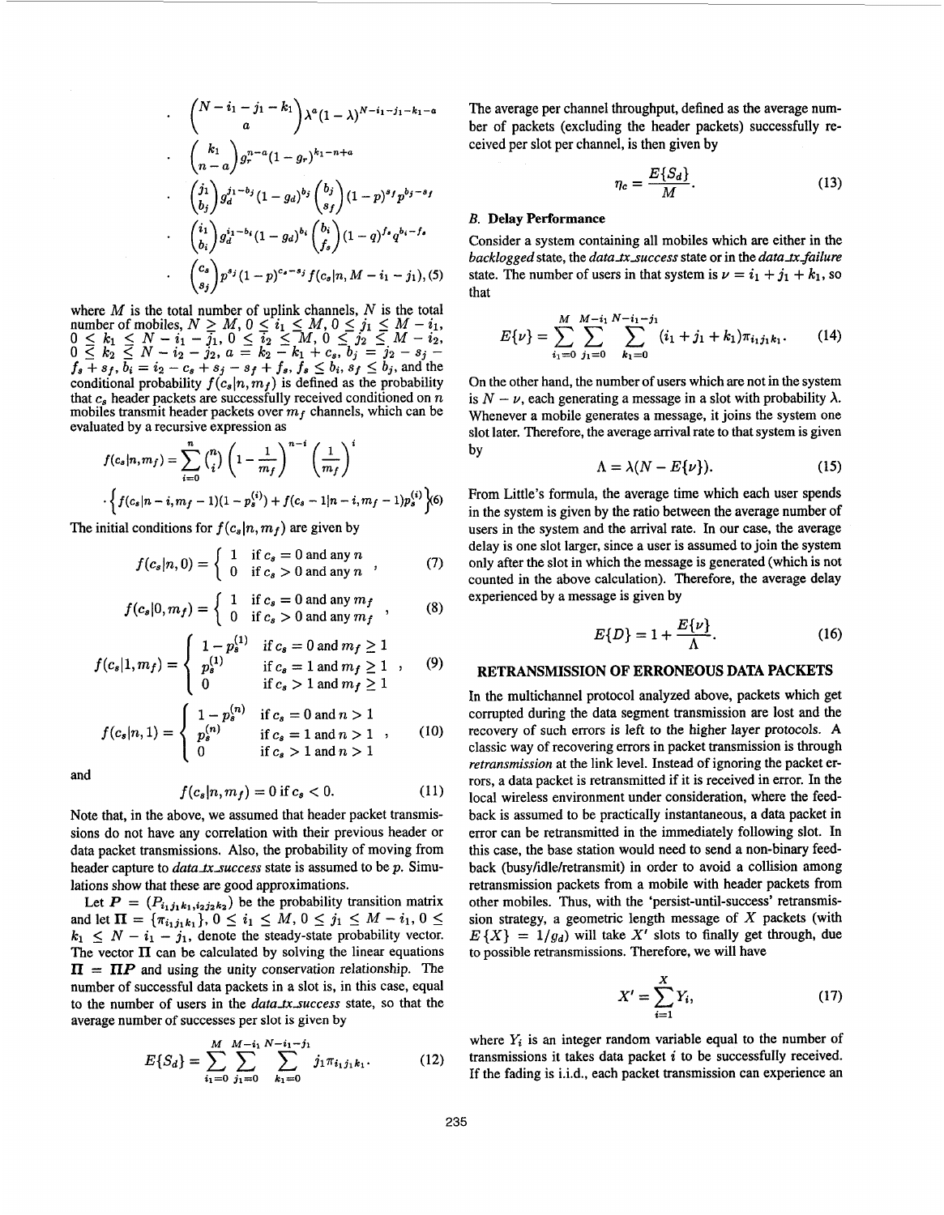$$\cdot \binom{N-i_1-j_1-k_1}{a}\lambda^a(1-\lambda)^{N-i_1-j_1-k_1-a}$$

$$\cdot \binom{k_1}{n-a} g_r^{n-a}(1-g_r)^{k_1-n+a}$$

$$\cdot \binom{j_1}{b_j} g_d^{j_1-b_j}(1-g_d)^{b_j}\binom{b_j}{s_f}(1-p)^{s_f}p^{b_j-s_f}$$

$$\cdot \binom{i_1}{b_i} g_d^{i_1-b_i}(1-g_d)^{b_i}\binom{b_i}{f_s}(1-q)^{f_s}q^{b_i-f_s}$$

$$\cdot \binom{c_s}{s_j} p^{s_j}(1-p)^{c_s-s_j} f(c_s|n, M-i_1-j_1), \quad (5)$$

where $M$ is the total number of uplink channels, $N$ is the total number of mobiles, $N \geq M$, $0 \leq i_1 \leq M$, $0 \leq j_1 \leq M - i_1$, $0 \leq k_1 \leq N - i_1 - j_1$, $0 \leq i_2 \leq M$, $0 \leq j_2 \leq M - i_2$, $0 \leq k_2 \leq N - i_2 - j_2$, $a = k_2 - k_1 + c_s$, $b_j = j_2 - s_j - f_s + s_f$, $b_i = i_2 - c_s + s_j - s_f + f_s$, $f_s \leq b_i$, $s_f \leq b_j$, and the conditional probability $f(c_s|n, m_f)$ is defined as the probability that $c_s$ header packets are successfully received conditioned on $n$ mobiles transmit header packets over $m_f$ channels, which can be evaluated by a recursive expression as

$$f(c_s|n,m_f) = \sum_{i=0}^{n} \binom{n}{i}\left(1-\frac{1}{m_f}\right)^{n-i}\left(\frac{1}{m_f}\right)^{i}$$
$$\cdot \left\{ f(c_s|n-i, m_f-1)(1-p_s^{(i)}) + f(c_s-1|n-i, m_f-1)p_s^{(i)} \right\} \quad (6)$$

The initial conditions for $f(c_s|n, m_f)$ are given by

$$f(c_s|n,0) = \begin{cases} 1 & \text{if } c_s = 0 \text{ and any } n \\ 0 & \text{if } c_s > 0 \text{ and any } n \end{cases}, \quad (7)$$

$$f(c_s|0,m_f) = \begin{cases} 1 & \text{if } c_s = 0 \text{ and any } m_f \\ 0 & \text{if } c_s > 0 \text{ and any } m_f \end{cases}, \quad (8)$$

$$f(c_s|1,m_f) = \begin{cases} 1-p_s^{(1)} & \text{if } c_s = 0 \text{ and } m_f \geq 1 \\ p_s^{(1)} & \text{if } c_s = 1 \text{ and } m_f \geq 1 \\ 0 & \text{if } c_s > 1 \text{ and } m_f \geq 1 \end{cases}, \quad (9)$$

$$f(c_s|n,1) = \begin{cases} 1-p_s^{(n)} & \text{if } c_s = 0 \text{ and } n > 1 \\ p_s^{(n)} & \text{if } c_s = 1 \text{ and } n > 1 \\ 0 & \text{if } c_s > 1 \text{ and } n > 1 \end{cases}, \quad (10)$$

and

$$f(c_s|n, m_f) = 0 \text{ if } c_s < 0. \quad (11)$$

Note that, in the above, we assumed that header packet transmissions do not have any correlation with their previous header or data packet transmissions. Also, the probability of moving from header capture to *data_tx_success* state is assumed to be $p$. Simulations show that these are good approximations.

Let $\boldsymbol{P} = (P_{i_1j_1k_1,i_2j_2k_2})$ be the probability transition matrix and let $\boldsymbol{\Pi} = \{\pi_{i_1j_1k_1}\}$, $0 \leq i_1 \leq M$, $0 \leq j_1 \leq M - i_1$, $0 \leq k_1 \leq N - i_1 - j_1$, denote the steady-state probability vector. The vector $\boldsymbol{\Pi}$ can be calculated by solving the linear equations $\boldsymbol{\Pi} = \boldsymbol{\Pi P}$ and using the unity conservation relationship. The number of successful data packets in a slot is, in this case, equal to the number of users in the *data_tx_success* state, so that the average number of successes per slot is given by

$$E\{S_d\} = \sum_{i_1=0}^{M}\sum_{j_1=0}^{M-i_1}\sum_{k_1=0}^{N-i_1-j_1} j_1 \pi_{i_1j_1k_1}. \quad (12)$$

The average per channel throughput, defined as the average number of packets (excluding the header packets) successfully received per slot per channel, is then given by

$$\eta_c = \frac{E\{S_d\}}{M}. \quad (13)$$

### B. Delay Performance

Consider a system containing all mobiles which are either in the *backlogged* state, the *data_tx_success* state or in the *data_tx_failure* state. The number of users in that system is $\nu = i_1 + j_1 + k_1$, so that

$$E\{\nu\} = \sum_{i_1=0}^{M}\sum_{j_1=0}^{M-i_1}\sum_{k_1=0}^{N-i_1-j_1} (i_1 + j_1 + k_1)\pi_{i_1j_1k_1}. \quad (14)$$

On the other hand, the number of users which are not in the system is $N - \nu$, each generating a message in a slot with probability $\lambda$. Whenever a mobile generates a message, it joins the system one slot later. Therefore, the average arrival rate to that system is given by

$$\Lambda = \lambda(N - E\{\nu\}). \quad (15)$$

From Little's formula, the average time which each user spends in the system is given by the ratio between the average number of users in the system and the arrival rate. In our case, the average delay is one slot larger, since a user is assumed to join the system only after the slot in which the message is generated (which is not counted in the above calculation). Therefore, the average delay experienced by a message is given by

$$E\{D\} = 1 + \frac{E\{\nu\}}{\Lambda}. \quad (16)$$

## RETRANSMISSION OF ERRONEOUS DATA PACKETS

In the multichannel protocol analyzed above, packets which get corrupted during the data segment transmission are lost and the recovery of such errors is left to the higher layer protocols. A classic way of recovering errors in packet transmission is through *retransmission* at the link level. Instead of ignoring the packet errors, a data packet is retransmitted if it is received in error. In the local wireless environment under consideration, where the feedback is assumed to be practically instantaneous, a data packet in error can be retransmitted in the immediately following slot. In this case, the base station would need to send a non-binary feedback (busy/idle/retransmit) in order to avoid a collision among retransmission packets from a mobile with header packets from other mobiles. Thus, with the 'persist-until-success' retransmission strategy, a geometric length message of $X$ packets (with $E\{X\} = 1/g_d$) will take $X'$ slots to finally get through, due to possible retransmissions. Therefore, we will have

$$X' = \sum_{i=1}^{X} Y_i, \quad (17)$$

where $Y_i$ is an integer random variable equal to the number of transmissions it takes data packet $i$ to be successfully received. If the fading is i.i.d., each packet transmission can experience an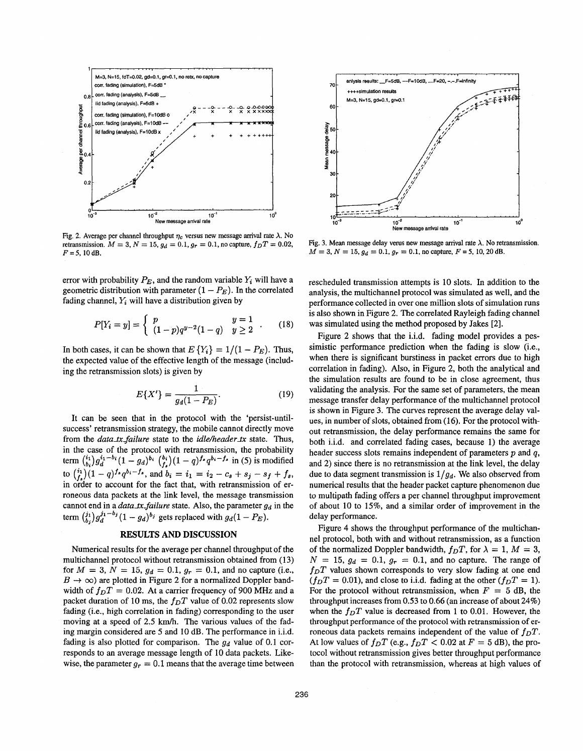Fig. 2. Average per channel throughput $\eta_c$ versus new message arrival rate $\lambda$. No retransmission. $M = 3$, $N = 15$, $g_d = 0.1$, $g_r = 0.1$, no capture, $f_D T = 0.02$, $F = 5$, 10 dB.

Fig. 3. Mean message delay verus new message arrival rate $\lambda$. No retransmission. $M = 3$, $N = 15$, $g_d = 0.1$, $g_r = 0.1$, no capture, $F = 5$, 10, 20 dB.

error with probability $P_E$, and the random variable $Y_i$ will have a geometric distribution with parameter $(1 - P_E)$. In the correlated fading channel, $Y_i$ will have a distribution given by

$$P[Y_i = y] = \begin{cases} p & y = 1 \\ (1-p)q^{y-2}(1-q) & y \geq 2 \end{cases}. \quad (18)$$

In both cases, it can be shown that $E\{Y_i\} = 1/(1 - P_E)$. Thus, the expected value of the effective length of the message (including the retransmission slots) is given by

$$E\{X'\} = \frac{1}{g_d(1 - P_E)}. \quad (19)$$

It can be seen that in the protocol with the 'persist-until-success' retransmission strategy, the mobile cannot directly move from the *data_tx_failure* state to the *idle/header_tx* state. Thus, in the case of the protocol with retransmission, the probability term $\binom{i_1}{b_i} g_d^{i_1 - b_i}(1 - g_d)^{b_i} \binom{b_i}{f_s}(1 - q)^{f_s} q^{b_i - f_s}$ in (5) is modified to $\binom{i_1}{f_s}(1 - q)^{f_s} q^{b_i - f_s}$, and $b_i = i_1 = i_2 - c_s + s_j - s_f + f_s$, in order to account for the fact that, with retransmission of erroneous data packets at the link level, the message transmission cannot end in a *data_tx_failure* state. Also, the parameter $g_d$ in the term $\binom{j_1}{b_j} g_d^{j_1 - b_j}(1 - g_d)^{b_j}$ gets replaced with $g_d(1 - P_E)$.

## RESULTS AND DISCUSSION

Numerical results for the average per channel throughput of the multichannel protocol without retransmission obtained from (13) for $M = 3$, $N = 15$, $g_d = 0.1$, $g_r = 0.1$, and no capture (i.e., $B \to \infty$) are plotted in Figure 2 for a normalized Doppler bandwidth of $f_D T = 0.02$. At a carrier frequency of 900 MHz and a packet duration of 10 ms, the $f_D T$ value of 0.02 represents slow fading (i.e., high correlation in fading) corresponding to the user moving at a speed of 2.5 km/h. The various values of the fading margin considered are 5 and 10 dB. The performance in i.i.d. fading is also plotted for comparison. The $g_d$ value of 0.1 corresponds to an average message length of 10 data packets. Likewise, the parameter $g_r = 0.1$ means that the average time between rescheduled transmission attempts is 10 slots. In addition to the analysis, the multichannel protocol was simulated as well, and the performance collected in over one million slots of simulation runs is also shown in Figure 2. The correlated Rayleigh fading channel was simulated using the method proposed by Jakes [2].

Figure 2 shows that the i.i.d. fading model provides a pessimistic performance prediction when the fading is slow (i.e., when there is significant burstiness in packet errors due to high correlation in fading). Also, in Figure 2, both the analytical and the simulation results are found to be in close agreement, thus validating the analysis. For the same set of parameters, the mean message transfer delay performance of the multichannel protocol is shown in Figure 3. The curves represent the average delay values, in number of slots, obtained from (16). For the protocol without retransmission, the delay performance remains the same for both i.i.d. and correlated fading cases, because 1) the average header success slots remains independent of parameters $p$ and $q$, and 2) since there is no retransmission at the link level, the delay due to data segment transmission is $1/g_d$. We also observed from numerical results that the header packet capture phenomenon due to multipath fading offers a per channel throughput improvement of about 10 to 15%, and a similar order of improvement in the delay performance.

Figure 4 shows the throughput performance of the multichannel protocol, both with and without retransmission, as a function of the normalized Doppler bandwidth, $f_D T$, for $\lambda = 1$, $M = 3$, $N = 15$, $g_d = 0.1$, $g_r = 0.1$, and no capture. The range of $f_D T$ values shown corresponds to very slow fading at one end ($f_D T = 0.01$), and close to i.i.d. fading at the other ($f_D T = 1$). For the protocol without retransmission, when $F = 5$ dB, the throughput increases from 0.53 to 0.66 (an increase of about 24%) when the $f_D T$ value is decreased from 1 to 0.01. However, the throughput performance of the protocol with retransmission of erroneous data packets remains independent of the value of $f_D T$. At low values of $f_D T$ (e.g., $f_D T < 0.02$ at $F = 5$ dB), the protocol without retransmission gives better throughput performance than the protocol with retransmission, whereas at high values of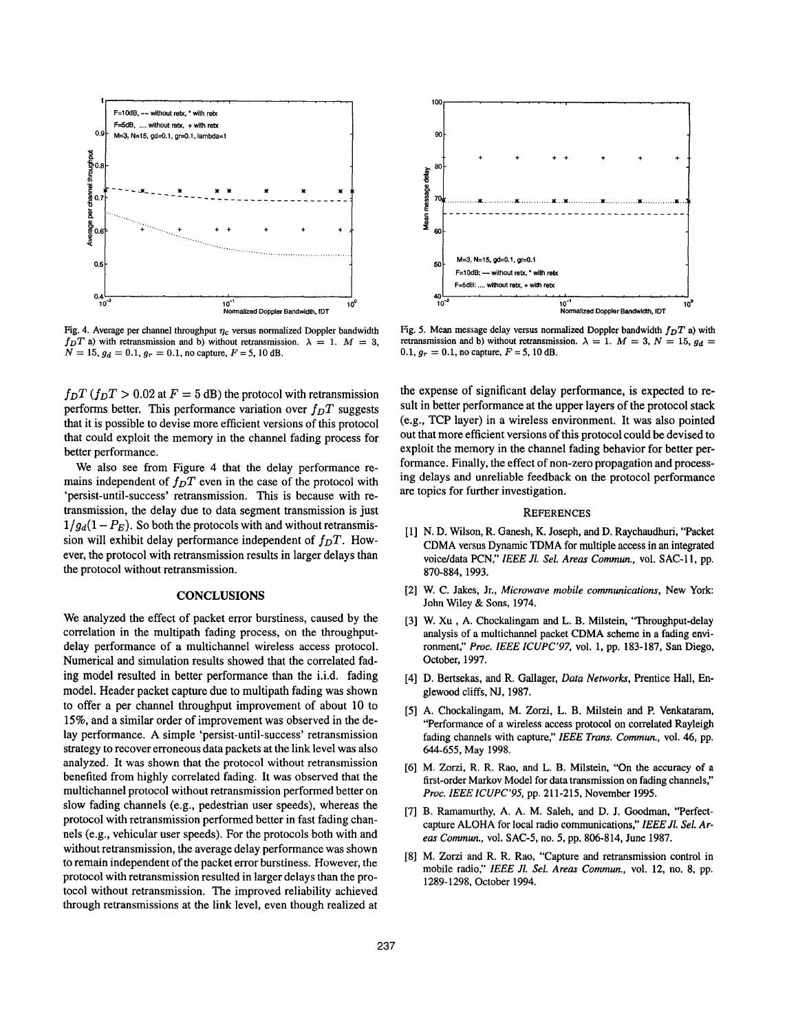1

F=10dB, -- without retx, * with retx

F=5dB, .... without retx, + with retx

0.9

M=3, N=15, gd=0.1, gr=0.1, lambda=1

0.8

0.7

0.6

0.5

0.4

$10^{-2}$

$10^{-1}$

$10^{0}$

Normalized Doppler Bandwidth, fDT

Average per channel throughput

Fig. 4. Average per channel throughput $\eta_c$ versus normalized Doppler bandwidth $f_D T$ a) with retransmission and b) without retransmission. $\lambda = 1$. $M = 3$, $N = 15$, $g_d = 0.1$, $g_r = 0.1$, no capture, $F = 5$, 10 dB.

100

90

80

70

60

50

40

$10^{-2}$

$10^{-1}$

$10^{0}$

Normalized Doppler Bandwidth, fDT

Mean message delay

M=3, N=15, gd=0.1, gr=0.1

F=10dB: --- without retx, * with retx

F=5dB: .... without retx, + with retx

Fig. 5. Mean message delay versus normalized Doppler bandwidth $f_D T$ a) with retransmission and b) without retransmission. $\lambda = 1$. $M = 3$, $N = 15$, $g_d = 0.1$, $g_r = 0.1$, no capture, $F = 5$, 10 dB.

$f_D T$ ($f_D T > 0.02$ at $F = 5$ dB) the protocol with retransmission performs better. This performance variation over $f_D T$ suggests that it is possible to devise more efficient versions of this protocol that could exploit the memory in the channel fading process for better performance.

We also see from Figure 4 that the delay performance remains independent of $f_D T$ even in the case of the protocol with 'persist-until-success' retransmission. This is because with retransmission, the delay due to data segment transmission is just $1/g_d(1 - P_E)$. So both the protocols with and without retransmission will exhibit delay performance independent of $f_D T$. However, the protocol with retransmission results in larger delays than the protocol without retransmission.

## CONCLUSIONS

We analyzed the effect of packet error burstiness, caused by the correlation in the multipath fading process, on the throughput-delay performance of a multichannel wireless access protocol. Numerical and simulation results showed that the correlated fading model resulted in better performance than the i.i.d. fading model. Header packet capture due to multipath fading was shown to offer a per channel throughput improvement of about 10 to 15%, and a similar order of improvement was observed in the delay performance. A simple 'persist-until-success' retransmission strategy to recover erroneous data packets at the link level was also analyzed. It was shown that the protocol without retransmission benefited from highly correlated fading. It was observed that the multichannel protocol without retransmission performed better on slow fading channels (e.g., pedestrian user speeds), whereas the protocol with retransmission performed better in fast fading channels (e.g., vehicular user speeds). For the protocols both with and without retransmission, the average delay performance was shown to remain independent of the packet error burstiness. However, the protocol with retransmission resulted in larger delays than the protocol without retransmission. The improved reliability achieved through retransmissions at the link level, even though realized at the expense of significant delay performance, is expected to result in better performance at the upper layers of the protocol stack (e.g., TCP layer) in a wireless environment. It was also pointed out that more efficient versions of this protocol could be devised to exploit the memory in the channel fading behavior for better performance. Finally, the effect of non-zero propagation and processing delays and unreliable feedback on the protocol performance are topics for further investigation.

## REFERENCES

[1] N. D. Wilson, R. Ganesh, K. Joseph, and D. Raychaudhuri, "Packet CDMA versus Dynamic TDMA for multiple access in an integrated voice/data PCN," *IEEE Jl. Sel. Areas Commun.*, vol. SAC-11, pp. 870-884, 1993.

[2] W. C. Jakes, Jr., *Microwave mobile communications*, New York: John Wiley & Sons, 1974.

[3] W. Xu , A. Chockalingam and L. B. Milstein, "Throughput-delay analysis of a multichannel packet CDMA scheme in a fading environment," *Proc. IEEE ICUPC'97*, vol. 1, pp. 183-187, San Diego, October, 1997.

[4] D. Bertsekas, and R. Gallager, *Data Networks*, Prentice Hall, Englewood cliffs, NJ, 1987.

[5] A. Chockalingam, M. Zorzi, L. B. Milstein and P. Venkataram, "Performance of a wireless access protocol on correlated Rayleigh fading channels with capture," *IEEE Trans. Commun.*, vol. 46, pp. 644-655, May 1998.

[6] M. Zorzi, R. R. Rao, and L. B. Milstein, "On the accuracy of a first-order Markov Model for data transmission on fading channels," *Proc. IEEE ICUPC'95*, pp. 211-215, November 1995.

[7] B. Ramamurthy, A. A. M. Saleh, and D. J. Goodman, "Perfect-capture ALOHA for local radio communications," *IEEE Jl. Sel. Areas Commun.*, vol. SAC-5, no. 5, pp. 806-814, June 1987.

[8] M. Zorzi and R. R. Rao, "Capture and retransmission control in mobile radio," *IEEE Jl. Sel. Areas Commun.*, vol. 12, no. 8, pp. 1289-1298, October 1994.